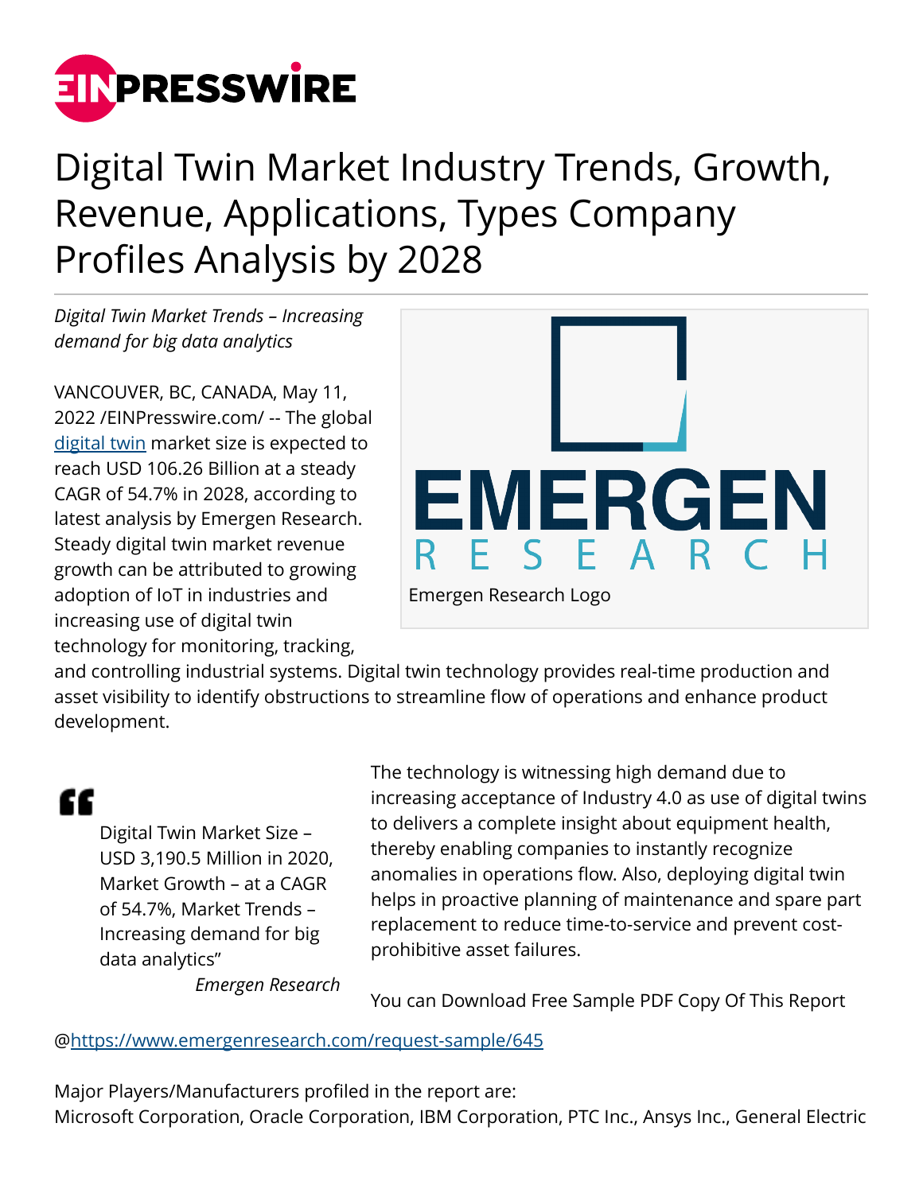# Digital Twin Market Industry Trends, Growth, Revenue, Applications, Types Company Profiles Analysis by 2028

*Digital Twin Market Trends – Increasing demand for big data analytics*

Emergen Research Logo

VANCOUVER, BC, CANADA, May 11, 2022 /EINPresswire.com/ -- The global digital twin market size is expected to reach USD 106.26 Billion at a steady CAGR of 54.7% in 2028, according to latest analysis by Emergen Research. Steady digital twin market revenue growth can be attributed to growing adoption of IoT in industries and increasing use of digital twin technology for monitoring, tracking, and controlling industrial systems. Digital twin technology provides real-time production and asset visibility to identify obstructions to streamline flow of operations and enhance product development.

> Digital Twin Market Size – USD 3,190.5 Million in 2020, Market Growth – at a CAGR of 54.7%, Market Trends – Increasing demand for big data analytics"
>
> *Emergen Research*

The technology is witnessing high demand due to increasing acceptance of Industry 4.0 as use of digital twins to delivers a complete insight about equipment health, thereby enabling companies to instantly recognize anomalies in operations flow. Also, deploying digital twin helps in proactive planning of maintenance and spare part replacement to reduce time-to-service and prevent cost-prohibitive asset failures.

You can Download Free Sample PDF Copy Of This Report @https://www.emergenresearch.com/request-sample/645

Major Players/Manufacturers profiled in the report are:
Microsoft Corporation, Oracle Corporation, IBM Corporation, PTC Inc., Ansys Inc., General Electric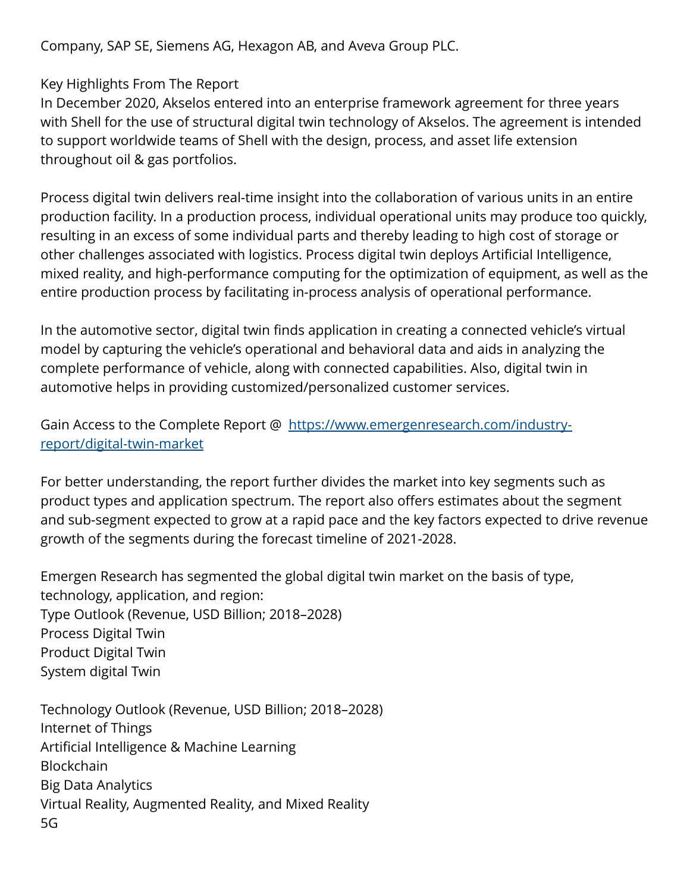Company, SAP SE, Siemens AG, Hexagon AB, and Aveva Group PLC.

Key Highlights From The Report

In December 2020, Akselos entered into an enterprise framework agreement for three years with Shell for the use of structural digital twin technology of Akselos. The agreement is intended to support worldwide teams of Shell with the design, process, and asset life extension throughout oil & gas portfolios.

Process digital twin delivers real-time insight into the collaboration of various units in an entire production facility. In a production process, individual operational units may produce too quickly, resulting in an excess of some individual parts and thereby leading to high cost of storage or other challenges associated with logistics. Process digital twin deploys Artificial Intelligence, mixed reality, and high-performance computing for the optimization of equipment, as well as the entire production process by facilitating in-process analysis of operational performance.

In the automotive sector, digital twin finds application in creating a connected vehicle's virtual model by capturing the vehicle's operational and behavioral data and aids in analyzing the complete performance of vehicle, along with connected capabilities. Also, digital twin in automotive helps in providing customized/personalized customer services.

Gain Access to the Complete Report @ [https://www.emergenresearch.com/industry-report/digital-twin-market](https://www.emergenresearch.com/industry-report/digital-twin-market)

For better understanding, the report further divides the market into key segments such as product types and application spectrum. The report also offers estimates about the segment and sub-segment expected to grow at a rapid pace and the key factors expected to drive revenue growth of the segments during the forecast timeline of 2021-2028.

Emergen Research has segmented the global digital twin market on the basis of type, technology, application, and region:

Type Outlook (Revenue, USD Billion; 2018–2028)

Process Digital Twin

Product Digital Twin

System digital Twin

Technology Outlook (Revenue, USD Billion; 2018–2028)

Internet of Things

Artificial Intelligence & Machine Learning

Blockchain

Big Data Analytics

Virtual Reality, Augmented Reality, and Mixed Reality

5G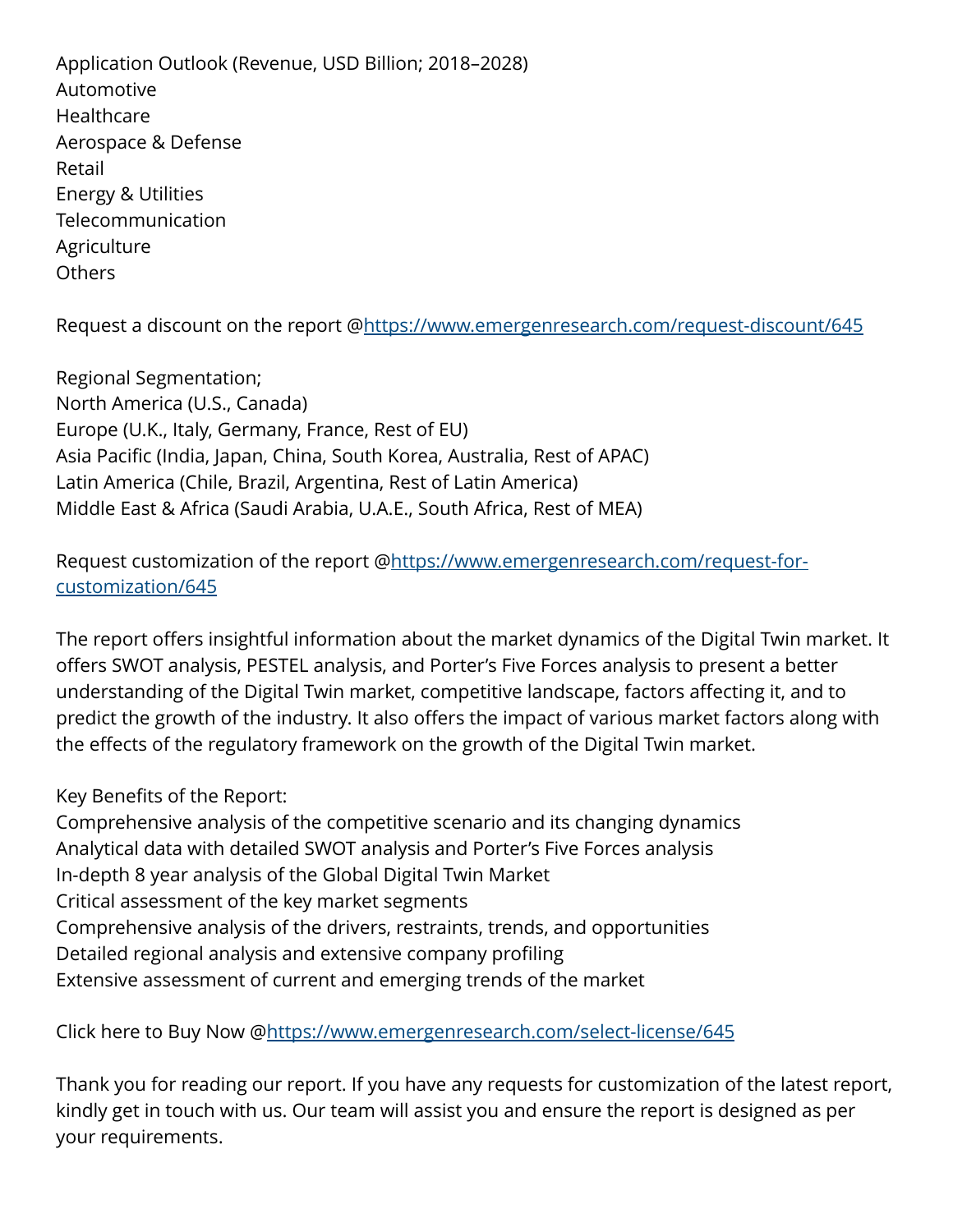Application Outlook (Revenue, USD Billion; 2018–2028)
Automotive
Healthcare
Aerospace & Defense
Retail
Energy & Utilities
Telecommunication
Agriculture
Others

Request a discount on the report @[https://www.emergenresearch.com/request-discount/645](https://www.emergenresearch.com/request-discount/645)

Regional Segmentation;
North America (U.S., Canada)
Europe (U.K., Italy, Germany, France, Rest of EU)
Asia Pacific (India, Japan, China, South Korea, Australia, Rest of APAC)
Latin America (Chile, Brazil, Argentina, Rest of Latin America)
Middle East & Africa (Saudi Arabia, U.A.E., South Africa, Rest of MEA)

Request customization of the report @[https://www.emergenresearch.com/request-for-customization/645](https://www.emergenresearch.com/request-for-customization/645)

The report offers insightful information about the market dynamics of the Digital Twin market. It offers SWOT analysis, PESTEL analysis, and Porter's Five Forces analysis to present a better understanding of the Digital Twin market, competitive landscape, factors affecting it, and to predict the growth of the industry. It also offers the impact of various market factors along with the effects of the regulatory framework on the growth of the Digital Twin market.

Key Benefits of the Report:
Comprehensive analysis of the competitive scenario and its changing dynamics
Analytical data with detailed SWOT analysis and Porter's Five Forces analysis
In-depth 8 year analysis of the Global Digital Twin Market
Critical assessment of the key market segments
Comprehensive analysis of the drivers, restraints, trends, and opportunities
Detailed regional analysis and extensive company profiling
Extensive assessment of current and emerging trends of the market

Click here to Buy Now @[https://www.emergenresearch.com/select-license/645](https://www.emergenresearch.com/select-license/645)

Thank you for reading our report. If you have any requests for customization of the latest report, kindly get in touch with us. Our team will assist you and ensure the report is designed as per your requirements.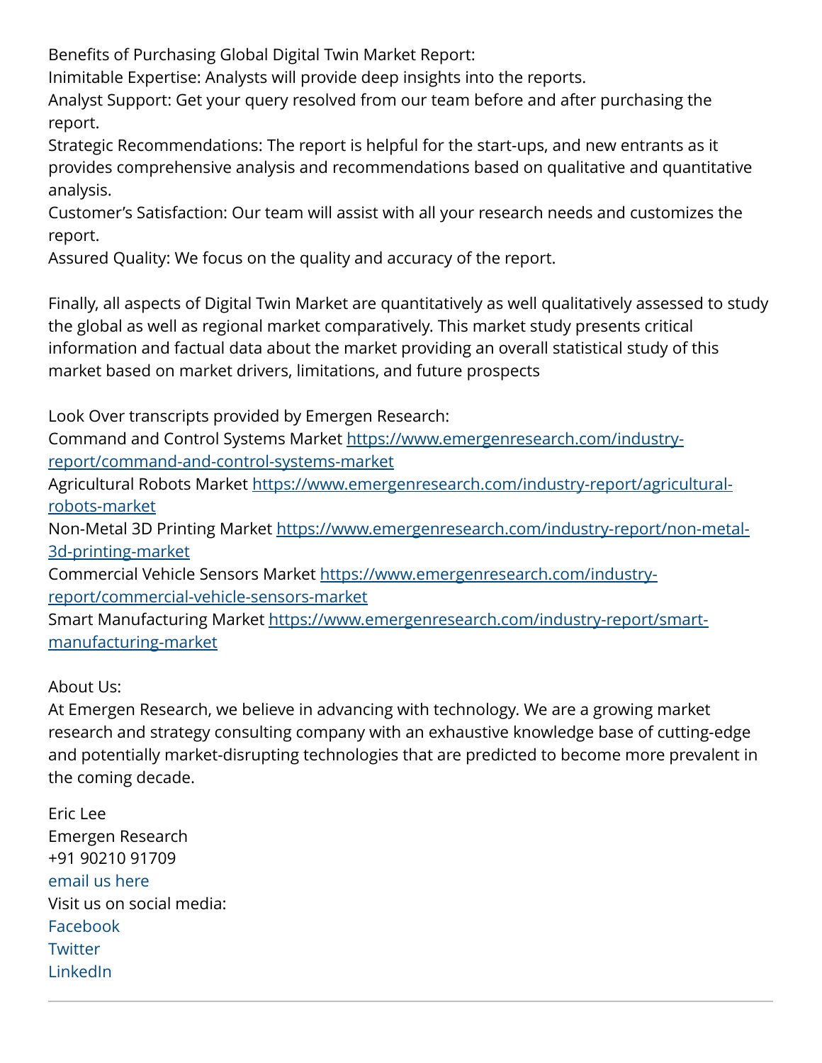Benefits of Purchasing Global Digital Twin Market Report:
Inimitable Expertise: Analysts will provide deep insights into the reports.
Analyst Support: Get your query resolved from our team before and after purchasing the report.
Strategic Recommendations: The report is helpful for the start-ups, and new entrants as it provides comprehensive analysis and recommendations based on qualitative and quantitative analysis.
Customer's Satisfaction: Our team will assist with all your research needs and customizes the report.
Assured Quality: We focus on the quality and accuracy of the report.

Finally, all aspects of Digital Twin Market are quantitatively as well qualitatively assessed to study the global as well as regional market comparatively. This market study presents critical information and factual data about the market providing an overall statistical study of this market based on market drivers, limitations, and future prospects

Look Over transcripts provided by Emergen Research:
Command and Control Systems Market [https://www.emergenresearch.com/industry-report/command-and-control-systems-market](https://www.emergenresearch.com/industry-report/command-and-control-systems-market)
Agricultural Robots Market [https://www.emergenresearch.com/industry-report/agricultural-robots-market](https://www.emergenresearch.com/industry-report/agricultural-robots-market)
Non-Metal 3D Printing Market [https://www.emergenresearch.com/industry-report/non-metal-3d-printing-market](https://www.emergenresearch.com/industry-report/non-metal-3d-printing-market)
Commercial Vehicle Sensors Market [https://www.emergenresearch.com/industry-report/commercial-vehicle-sensors-market](https://www.emergenresearch.com/industry-report/commercial-vehicle-sensors-market)
Smart Manufacturing Market [https://www.emergenresearch.com/industry-report/smart-manufacturing-market](https://www.emergenresearch.com/industry-report/smart-manufacturing-market)

About Us:
At Emergen Research, we believe in advancing with technology. We are a growing market research and strategy consulting company with an exhaustive knowledge base of cutting-edge and potentially market-disrupting technologies that are predicted to become more prevalent in the coming decade.

Eric Lee
Emergen Research
+91 90210 91709
email us here
Visit us on social media:
Facebook
Twitter
LinkedIn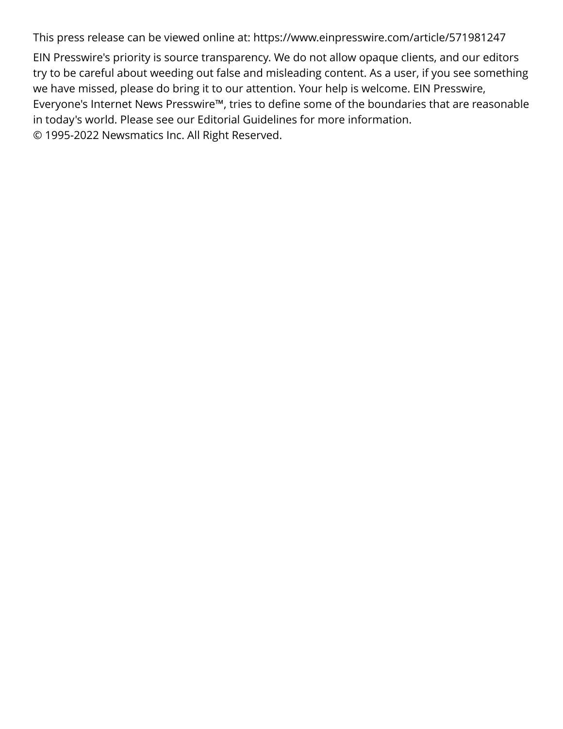This press release can be viewed online at: https://www.einpresswire.com/article/571981247

EIN Presswire's priority is source transparency. We do not allow opaque clients, and our editors try to be careful about weeding out false and misleading content. As a user, if you see something we have missed, please do bring it to our attention. Your help is welcome. EIN Presswire, Everyone's Internet News Presswire™, tries to define some of the boundaries that are reasonable in today's world. Please see our Editorial Guidelines for more information.

© 1995-2022 Newsmatics Inc. All Right Reserved.